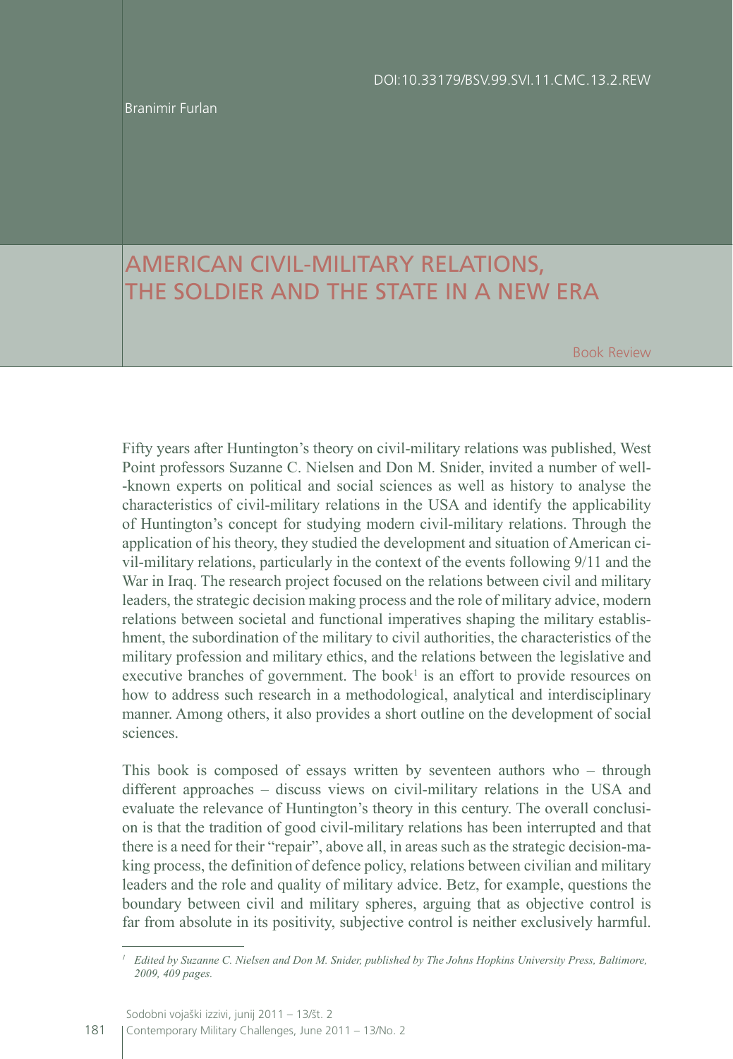DOI:10.33179/BSV.99.SVI.11.CMC.13.2.REW

Branimir Furlan

# AMERICAN CIVIL-MILITARY RELATIONS, THE SOLDIER AND THE STATE IN A NEW ERA

Book Review

Fifty years after Huntington's theory on civil-military relations was published, West Point professors Suzanne C. Nielsen and Don M. Snider, invited a number of well-known experts on political and social sciences as well as history to analyse the characteristics of civil-military relations in the USA and identify the applicability of Huntington's concept for studying modern civil-military relations. Through the application of his theory, they studied the development and situation of American civil-military relations, particularly in the context of the events following 9/11 and the War in Iraq. The research project focused on the relations between civil and military leaders, the strategic decision making process and the role of military advice, modern relations between societal and functional imperatives shaping the military establishment, the subordination of the military to civil authorities, the characteristics of the military profession and military ethics, and the relations between the legislative and executive branches of government. The book[1] is an effort to provide resources on how to address such research in a methodological, analytical and interdisciplinary manner. Among others, it also provides a short outline on the development of social sciences.

This book is composed of essays written by seventeen authors who – through different approaches – discuss views on civil-military relations in the USA and evaluate the relevance of Huntington's theory in this century. The overall conclusion is that the tradition of good civil-military relations has been interrupted and that there is a need for their "repair", above all, in areas such as the strategic decision-making process, the definition of defence policy, relations between civilian and military leaders and the role and quality of military advice. Betz, for example, questions the boundary between civil and military spheres, arguing that as objective control is far from absolute in its positivity, subjective control is neither exclusively harmful.

[1] *Edited by Suzanne C. Nielsen and Don M. Snider, published by The Johns Hopkins University Press, Baltimore, 2009, 409 pages.*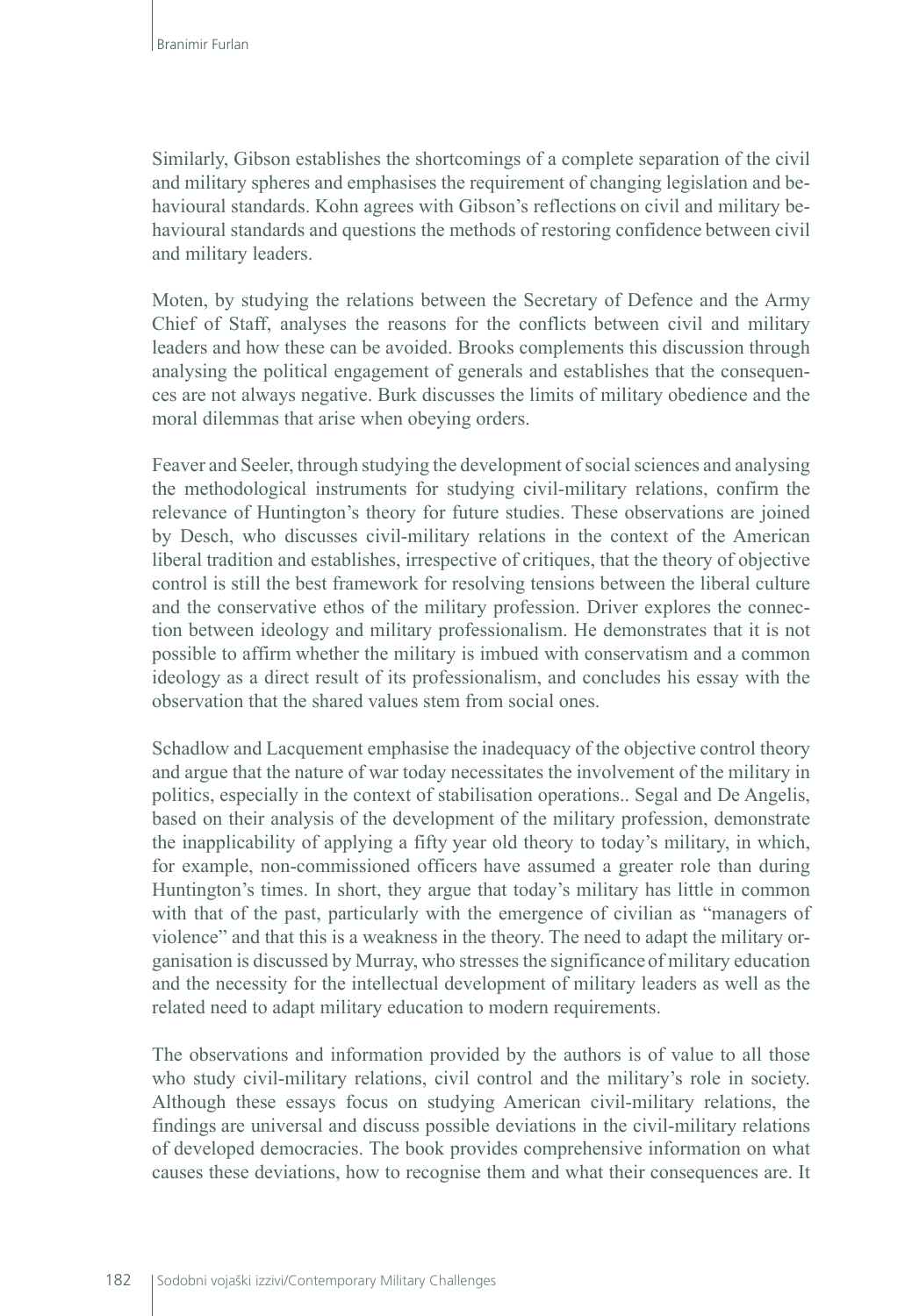Similarly, Gibson establishes the shortcomings of a complete separation of the civil and military spheres and emphasises the requirement of changing legislation and behavioural standards. Kohn agrees with Gibson's reflections on civil and military behavioural standards and questions the methods of restoring confidence between civil and military leaders.

Moten, by studying the relations between the Secretary of Defence and the Army Chief of Staff, analyses the reasons for the conflicts between civil and military leaders and how these can be avoided. Brooks complements this discussion through analysing the political engagement of generals and establishes that the consequences are not always negative. Burk discusses the limits of military obedience and the moral dilemmas that arise when obeying orders.

Feaver and Seeler, through studying the development of social sciences and analysing the methodological instruments for studying civil-military relations, confirm the relevance of Huntington's theory for future studies. These observations are joined by Desch, who discusses civil-military relations in the context of the American liberal tradition and establishes, irrespective of critiques, that the theory of objective control is still the best framework for resolving tensions between the liberal culture and the conservative ethos of the military profession. Driver explores the connection between ideology and military professionalism. He demonstrates that it is not possible to affirm whether the military is imbued with conservatism and a common ideology as a direct result of its professionalism, and concludes his essay with the observation that the shared values stem from social ones.

Schadlow and Lacquement emphasise the inadequacy of the objective control theory and argue that the nature of war today necessitates the involvement of the military in politics, especially in the context of stabilisation operations.. Segal and De Angelis, based on their analysis of the development of the military profession, demonstrate the inapplicability of applying a fifty year old theory to today's military, in which, for example, non-commissioned officers have assumed a greater role than during Huntington's times. In short, they argue that today's military has little in common with that of the past, particularly with the emergence of civilian as "managers of violence" and that this is a weakness in the theory. The need to adapt the military organisation is discussed by Murray, who stresses the significance of military education and the necessity for the intellectual development of military leaders as well as the related need to adapt military education to modern requirements.

The observations and information provided by the authors is of value to all those who study civil-military relations, civil control and the military's role in society. Although these essays focus on studying American civil-military relations, the findings are universal and discuss possible deviations in the civil-military relations of developed democracies. The book provides comprehensive information on what causes these deviations, how to recognise them and what their consequences are. It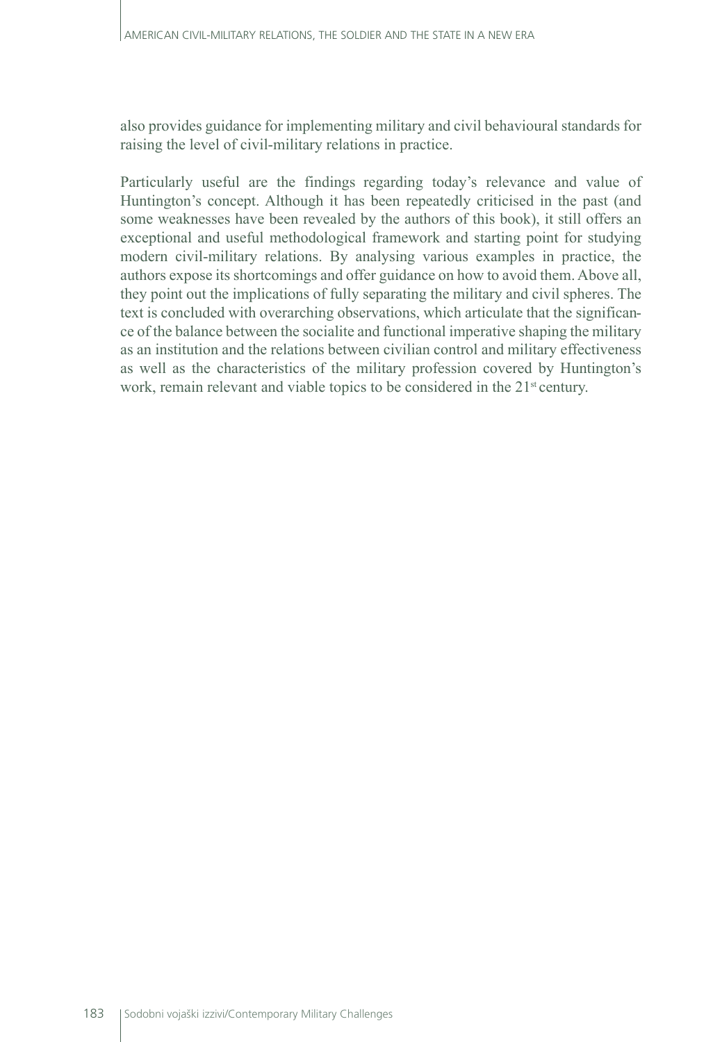also provides guidance for implementing military and civil behavioural standards for raising the level of civil-military relations in practice.

Particularly useful are the findings regarding today's relevance and value of Huntington's concept. Although it has been repeatedly criticised in the past (and some weaknesses have been revealed by the authors of this book), it still offers an exceptional and useful methodological framework and starting point for studying modern civil-military relations. By analysing various examples in practice, the authors expose its shortcomings and offer guidance on how to avoid them. Above all, they point out the implications of fully separating the military and civil spheres. The text is concluded with overarching observations, which articulate that the significance of the balance between the socialite and functional imperative shaping the military as an institution and the relations between civilian control and military effectiveness as well as the characteristics of the military profession covered by Huntington's work, remain relevant and viable topics to be considered in the 21st century.